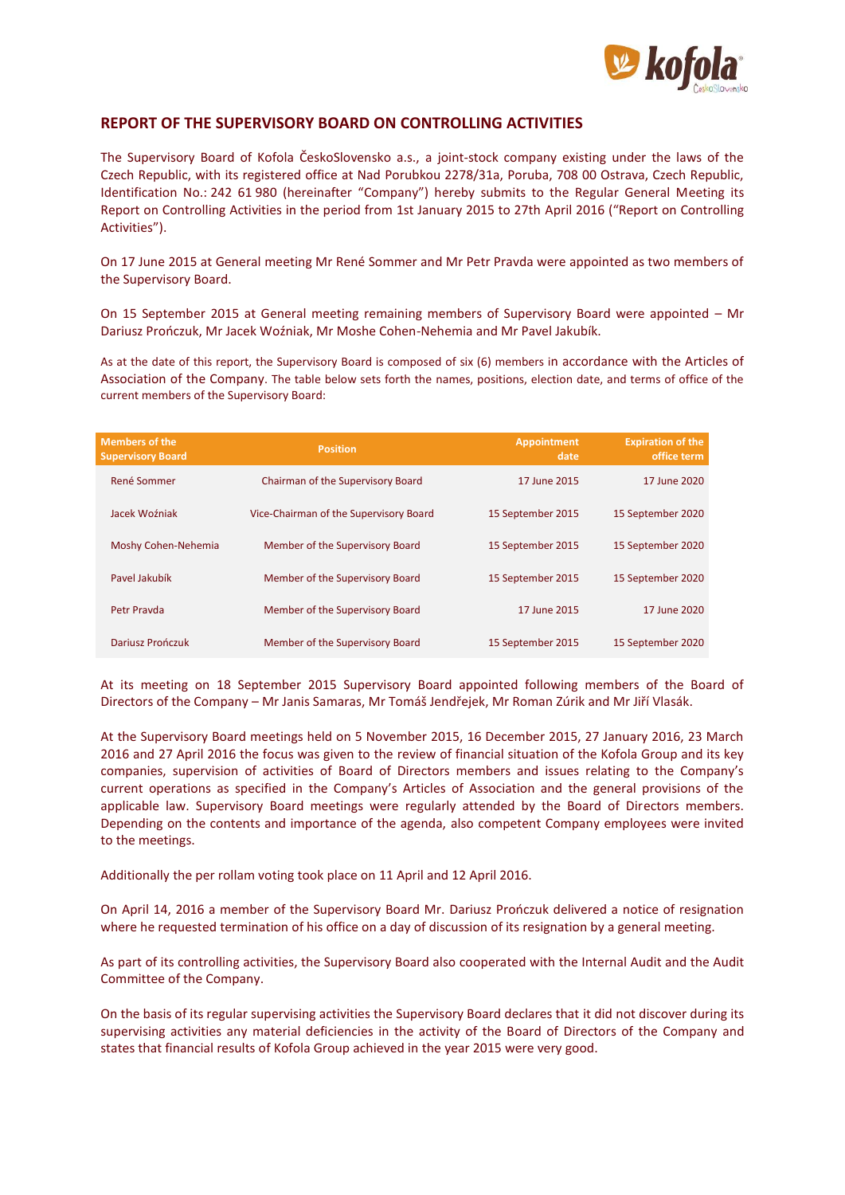## REPORT OF THE SUPERVISORY BOARD ON CONTROLLING ACTIVITIES

The Supervisory Board of Kofola ČeskoSlovensko a.s., a joint-stock company existing under the laws of the Czech Republic, with its registered office at Nad Porubkou 2278/31a, Poruba, 708 00 Ostrava, Czech Republic, Identification No.: 242 61 980 (hereinafter "Company") hereby submits to the Regular General Meeting its Report on Controlling Activities in the period from 1st January 2015 to 27th April 2016 ("Report on Controlling Activities").

On 17 June 2015 at General meeting Mr René Sommer and Mr Petr Pravda were appointed as two members of the Supervisory Board.

On 15 September 2015 at General meeting remaining members of Supervisory Board were appointed – Mr Dariusz Prończuk, Mr Jacek Woźniak, Mr Moshe Cohen-Nehemia and Mr Pavel Jakubík.

As at the date of this report, the Supervisory Board is composed of six (6) members in accordance with the Articles of Association of the Company. The table below sets forth the names, positions, election date, and terms of office of the current members of the Supervisory Board:

| Members of the Supervisory Board | Position | Appointment date | Expiration of the office term |
|---|---|---|---|
| René Sommer | Chairman of the Supervisory Board | 17 June 2015 | 17 June 2020 |
| Jacek Woźniak | Vice-Chairman of the Supervisory Board | 15 September 2015 | 15 September 2020 |
| Moshy Cohen-Nehemia | Member of the Supervisory Board | 15 September 2015 | 15 September 2020 |
| Pavel Jakubík | Member of the Supervisory Board | 15 September 2015 | 15 September 2020 |
| Petr Pravda | Member of the Supervisory Board | 17 June 2015 | 17 June 2020 |
| Dariusz Prończuk | Member of the Supervisory Board | 15 September 2015 | 15 September 2020 |

At its meeting on 18 September 2015 Supervisory Board appointed following members of the Board of Directors of the Company – Mr Janis Samaras, Mr Tomáš Jendřejek, Mr Roman Zúrik and Mr Jiří Vlasák.

At the Supervisory Board meetings held on 5 November 2015, 16 December 2015, 27 January 2016, 23 March 2016 and 27 April 2016 the focus was given to the review of financial situation of the Kofola Group and its key companies, supervision of activities of Board of Directors members and issues relating to the Company's current operations as specified in the Company's Articles of Association and the general provisions of the applicable law. Supervisory Board meetings were regularly attended by the Board of Directors members. Depending on the contents and importance of the agenda, also competent Company employees were invited to the meetings.

Additionally the per rollam voting took place on 11 April and 12 April 2016.

On April 14, 2016 a member of the Supervisory Board Mr. Dariusz Prończuk delivered a notice of resignation where he requested termination of his office on a day of discussion of its resignation by a general meeting.

As part of its controlling activities, the Supervisory Board also cooperated with the Internal Audit and the Audit Committee of the Company.

On the basis of its regular supervising activities the Supervisory Board declares that it did not discover during its supervising activities any material deficiencies in the activity of the Board of Directors of the Company and states that financial results of Kofola Group achieved in the year 2015 were very good.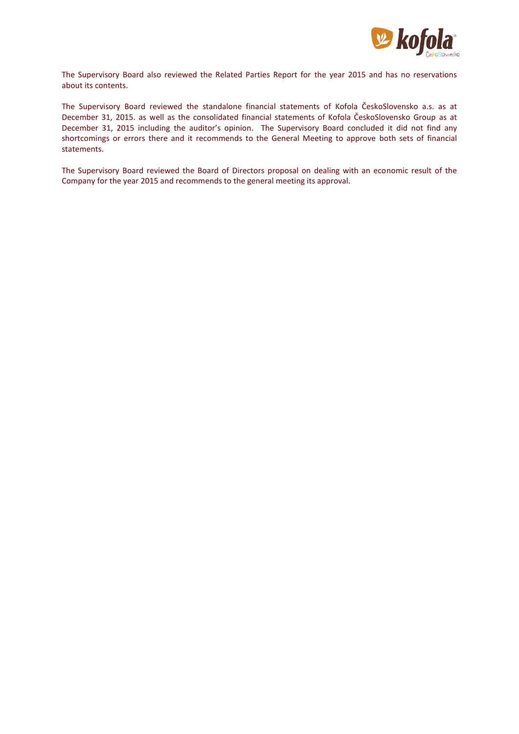The Supervisory Board also reviewed the Related Parties Report for the year 2015 and has no reservations about its contents.

The Supervisory Board reviewed the standalone financial statements of Kofola ČeskoSlovensko a.s. as at December 31, 2015. as well as the consolidated financial statements of Kofola ČeskoSlovensko Group as at December 31, 2015 including the auditor's opinion. The Supervisory Board concluded it did not find any shortcomings or errors there and it recommends to the General Meeting to approve both sets of financial statements.

The Supervisory Board reviewed the Board of Directors proposal on dealing with an economic result of the Company for the year 2015 and recommends to the general meeting its approval.